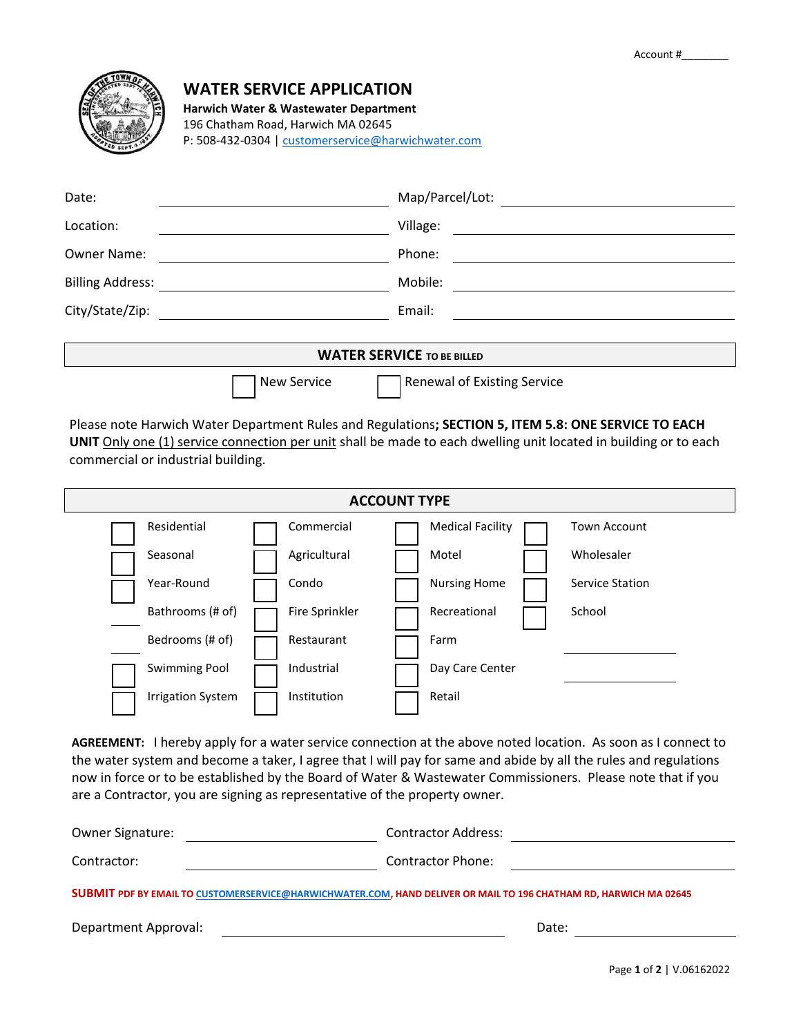Account #________

# WATER SERVICE APPLICATION

**Harwich Water & Wastewater Department**
196 Chatham Road, Harwich MA 02645
P: 508-432-0304 | customerservice@harwichwater.com

| | | | |
|---|---|---|---|
| Date: | ______________________ | Map/Parcel/Lot: | ______________________ |
| Location: | ______________________ | Village: | ______________________ |
| Owner Name: | ______________________ | Phone: | ______________________ |
| Billing Address: | ______________________ | Mobile: | ______________________ |
| City/State/Zip: | ______________________ | Email: | ______________________ |

## WATER SERVICE TO BE BILLED

☐ New Service ☐ Renewal of Existing Service

Please note Harwich Water Department Rules and Regulations**; SECTION 5, ITEM 5.8: ONE SERVICE TO EACH UNIT** Only one (1) service connection per unit shall be made to each dwelling unit located in building or to each commercial or industrial building.

## ACCOUNT TYPE

| | | | |
|---|---|---|---|
| ☐ Residential | ☐ Commercial | ☐ Medical Facility | ☐ Town Account |
| ☐ Seasonal | ☐ Agricultural | ☐ Motel | ☐ Wholesaler |
| ☐ Year-Round | ☐ Condo | ☐ Nursing Home | ☐ Service Station |
| ____ Bathrooms (# of) | ☐ Fire Sprinkler | ☐ Recreational | ☐ School |
| ____ Bedrooms (# of) | ☐ Restaurant | ☐ Farm | ______________ |
| ☐ Swimming Pool | ☐ Industrial | ☐ Day Care Center | ______________ |
| ☐ Irrigation System | ☐ Institution | ☐ Retail | |

**AGREEMENT:** I hereby apply for a water service connection at the above noted location. As soon as I connect to the water system and become a taker, I agree that I will pay for same and abide by all the rules and regulations now in force or to be established by the Board of Water & Wastewater Commissioners. Please note that if you are a Contractor, you are signing as representative of the property owner.

| | | | |
|---|---|---|---|
| Owner Signature: | ______________________ | Contractor Address: | ______________________ |
| Contractor: | ______________________ | Contractor Phone: | ______________________ |

**SUBMIT PDF BY EMAIL TO CUSTOMERSERVICE@HARWICHWATER.COM, HAND DELIVER OR MAIL TO 196 CHATHAM RD, HARWICH MA 02645**

Department Approval: ______________________________ Date: ______________

V.06162022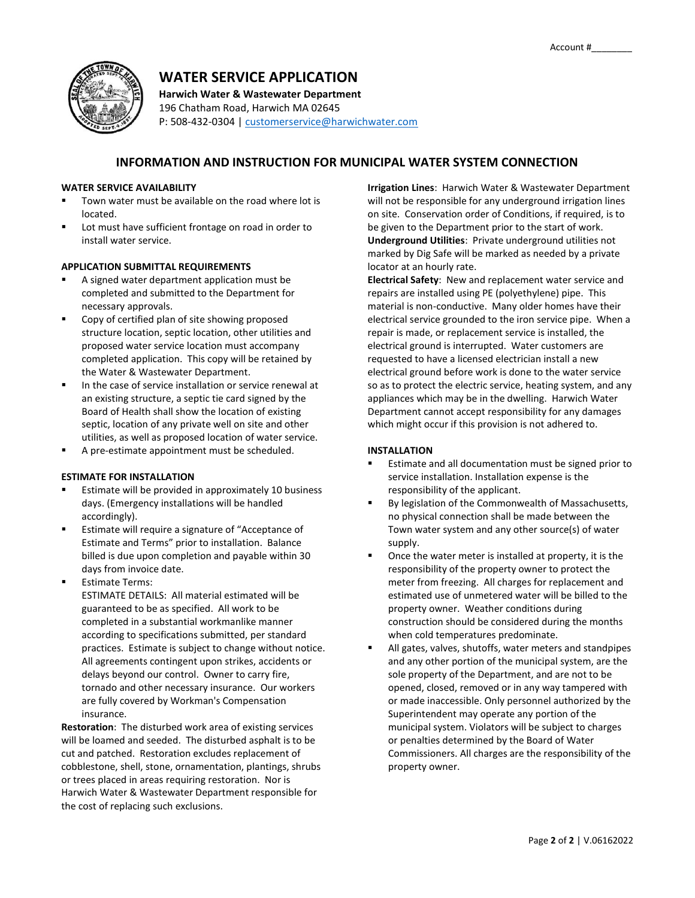Account #________

# WATER SERVICE APPLICATION

**Harwich Water & Wastewater Department**
196 Chatham Road, Harwich MA 02645
P: 508-432-0304 | customerservice@harwichwater.com

## INFORMATION AND INSTRUCTION FOR MUNICIPAL WATER SYSTEM CONNECTION

**WATER SERVICE AVAILABILITY**

- Town water must be available on the road where lot is located.
- Lot must have sufficient frontage on road in order to install water service.

**APPLICATION SUBMITTAL REQUIREMENTS**

- A signed water department application must be completed and submitted to the Department for necessary approvals.
- Copy of certified plan of site showing proposed structure location, septic location, other utilities and proposed water service location must accompany completed application. This copy will be retained by the Water & Wastewater Department.
- In the case of service installation or service renewal at an existing structure, a septic tie card signed by the Board of Health shall show the location of existing septic, location of any private well on site and other utilities, as well as proposed location of water service.
- A pre-estimate appointment must be scheduled.

**ESTIMATE FOR INSTALLATION**

- Estimate will be provided in approximately 10 business days. (Emergency installations will be handled accordingly).
- Estimate will require a signature of "Acceptance of Estimate and Terms" prior to installation. Balance billed is due upon completion and payable within 30 days from invoice date.
- Estimate Terms:
  ESTIMATE DETAILS: All material estimated will be guaranteed to be as specified. All work to be completed in a substantial workmanlike manner according to specifications submitted, per standard practices. Estimate is subject to change without notice. All agreements contingent upon strikes, accidents or delays beyond our control. Owner to carry fire, tornado and other necessary insurance. Our workers are fully covered by Workman's Compensation insurance.

**Restoration**: The disturbed work area of existing services will be loamed and seeded. The disturbed asphalt is to be cut and patched. Restoration excludes replacement of cobblestone, shell, stone, ornamentation, plantings, shrubs or trees placed in areas requiring restoration. Nor is Harwich Water & Wastewater Department responsible for the cost of replacing such exclusions.

**Irrigation Lines**: Harwich Water & Wastewater Department will not be responsible for any underground irrigation lines on site. Conservation order of Conditions, if required, is to be given to the Department prior to the start of work.

**Underground Utilities**: Private underground utilities not marked by Dig Safe will be marked as needed by a private locator at an hourly rate.

**Electrical Safety**: New and replacement water service and repairs are installed using PE (polyethylene) pipe. This material is non-conductive. Many older homes have their electrical service grounded to the iron service pipe. When a repair is made, or replacement service is installed, the electrical ground is interrupted. Water customers are requested to have a licensed electrician install a new electrical ground before work is done to the water service so as to protect the electric service, heating system, and any appliances which may be in the dwelling. Harwich Water Department cannot accept responsibility for any damages which might occur if this provision is not adhered to.

**INSTALLATION**

- Estimate and all documentation must be signed prior to service installation. Installation expense is the responsibility of the applicant.
- By legislation of the Commonwealth of Massachusetts, no physical connection shall be made between the Town water system and any other source(s) of water supply.
- Once the water meter is installed at property, it is the responsibility of the property owner to protect the meter from freezing. All charges for replacement and estimated use of unmetered water will be billed to the property owner. Weather conditions during construction should be considered during the months when cold temperatures predominate.
- All gates, valves, shutoffs, water meters and standpipes and any other portion of the municipal system, are the sole property of the Department, and are not to be opened, closed, removed or in any way tampered with or made inaccessible. Only personnel authorized by the Superintendent may operate any portion of the municipal system. Violators will be subject to charges or penalties determined by the Board of Water Commissioners. All charges are the responsibility of the property owner.